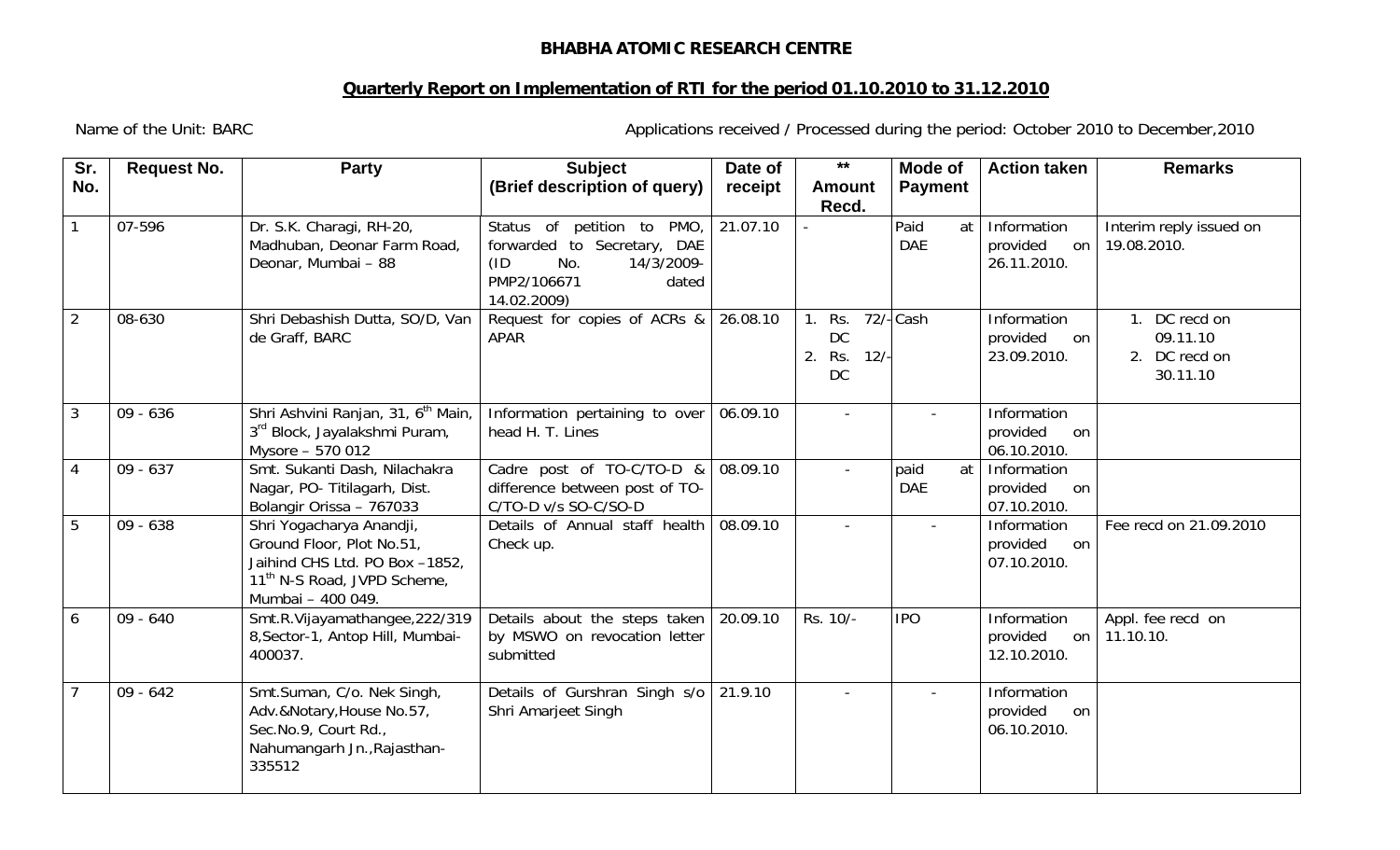**BHABHA ATOMIC RESEARCH CENTRE**

**Quarterly Report on Implementation of RTI for the period 01.10.2010 to 31.12.2010**

Name of the Unit: BARC

Applications received / Processed during the period: October 2010 to December,2010

| Sr. No. | Request No. | Party | Subject (Brief description of query) | Date of receipt | ** Amount Recd. | Mode of Payment | Action taken | Remarks |
|---|---|---|---|---|---|---|---|---|
| 1 | 07-596 | Dr. S.K. Charagi, RH-20, Madhuban, Deonar Farm Road, Deonar, Mumbai – 88 | Status of petition to PMO, forwarded to Secretary, DAE (ID No. 14/3/2009-PMP2/106671 dated 14.02.2009) | 21.07.10 | - | Paid at DAE | Information provided on 26.11.2010. | Interim reply issued on 19.08.2010. |
| 2 | 08-630 | Shri Debashish Dutta, SO/D, Van de Graff, BARC | Request for copies of ACRs & APAR | 26.08.10 | 1. Rs. 72/- DC 2. Rs. 12/- DC | Cash | Information provided on 23.09.2010. | 1. DC recd on 09.11.10 2. DC recd on 30.11.10 |
| 3 | 09 - 636 | Shri Ashvini Ranjan, 31, 6th Main, 3rd Block, Jayalakshmi Puram, Mysore – 570 012 | Information pertaining to over head H. T. Lines | 06.09.10 | - | - | Information provided on 06.10.2010. | |
| 4 | 09 - 637 | Smt. Sukanti Dash, Nilachakra Nagar, PO- Titilagarh, Dist. Bolangir Orissa – 767033 | Cadre post of TO-C/TO-D & difference between post of TO-C/TO-D v/s SO-C/SO-D | 08.09.10 | - | paid at DAE | Information provided on 07.10.2010. | |
| 5 | 09 - 638 | Shri Yogacharya Anandji, Ground Floor, Plot No.51, Jaihind CHS Ltd. PO Box –1852, 11th N-S Road, JVPD Scheme, Mumbai – 400 049. | Details of Annual staff health Check up. | 08.09.10 | - | - | Information provided on 07.10.2010. | Fee recd on 21.09.2010 |
| 6 | 09 - 640 | Smt.R.Vijayamathangee,222/3198,Sector-1, Antop Hill, Mumbai-400037. | Details about the steps taken by MSWO on revocation letter submitted | 20.09.10 | Rs. 10/- | IPO | Information provided on 12.10.2010. | Appl. fee recd on 11.10.10. |
| 7 | 09 - 642 | Smt.Suman, C/o. Nek Singh, Adv.&Notary,House No.57, Sec.No.9, Court Rd., Nahumangarh Jn.,Rajasthan-335512 | Details of Gurshran Singh s/o Shri Amarjeet Singh | 21.9.10 | - | - | Information provided on 06.10.2010. | |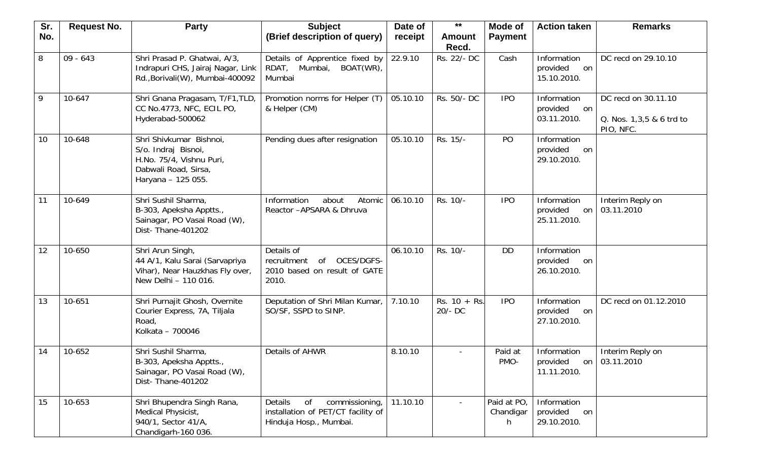| Sr. No. | Request No. | Party | Subject (Brief description of query) | Date of receipt | ** Amount Recd. | Mode of Payment | Action taken | Remarks |
|---|---|---|---|---|---|---|---|---|
| 8 | 09 - 643 | Shri Prasad P. Ghatwai, A/3, Indrapuri CHS, Jairaj Nagar, Link Rd.,Borivali(W), Mumbai-400092 | Details of Apprentice fixed by RDAT, Mumbai, BOAT(WR), Mumbai | 22.9.10 | Rs. 22/- DC | Cash | Information provided on 15.10.2010. | DC recd on 29.10.10 |
| 9 | 10-647 | Shri Gnana Pragasam, T/F1,TLD, CC No.4773, NFC, ECIL PO, Hyderabad-500062 | Promotion norms for Helper (T) & Helper (CM) | 05.10.10 | Rs. 50/- DC | IPO | Information provided on 03.11.2010. | DC recd on 30.11.10 Q. Nos. 1,3,5 & 6 trd to PIO, NFC. |
| 10 | 10-648 | Shri Shivkumar Bishnoi, S/o. Indraj Bisnoi, H.No. 75/4, Vishnu Puri, Dabwali Road, Sirsa, Haryana – 125 055. | Pending dues after resignation | 05.10.10 | Rs. 15/- | PO | Information provided on 29.10.2010. | |
| 11 | 10-649 | Shri Sushil Sharma, B-303, Apeksha Apptts., Sainagar, PO Vasai Road (W), Dist- Thane-401202 | Information about Atomic Reactor –APSARA & Dhruva | 06.10.10 | Rs. 10/- | IPO | Information provided on 25.11.2010. | Interim Reply on 03.11.2010 |
| 12 | 10-650 | Shri Arun Singh, 44 A/1, Kalu Sarai (Sarvapriya Vihar), Near Hauzkhas Fly over, New Delhi – 110 016. | Details of recruitment of OCES/DGFS-2010 based on result of GATE 2010. | 06.10.10 | Rs. 10/- | DD | Information provided on 26.10.2010. | |
| 13 | 10-651 | Shri Purnajit Ghosh, Overnite Courier Express, 7A, Tiljala Road, Kolkata – 700046 | Deputation of Shri Milan Kumar, SO/SF, SSPD to SINP. | 7.10.10 | Rs. 10 + Rs. 20/- DC | IPO | Information provided on 27.10.2010. | DC recd on 01.12.2010 |
| 14 | 10-652 | Shri Sushil Sharma, B-303, Apeksha Apptts., Sainagar, PO Vasai Road (W), Dist- Thane-401202 | Details of AHWR | 8.10.10 | - | Paid at PMO- | Information provided on 11.11.2010. | Interim Reply on 03.11.2010 |
| 15 | 10-653 | Shri Bhupendra Singh Rana, Medical Physicist, 940/1, Sector 41/A, Chandigarh-160 036. | Details of commissioning, installation of PET/CT facility of Hinduja Hosp., Mumbai. | 11.10.10 | - | Paid at PO, Chandigarh | Information provided on 29.10.2010. | |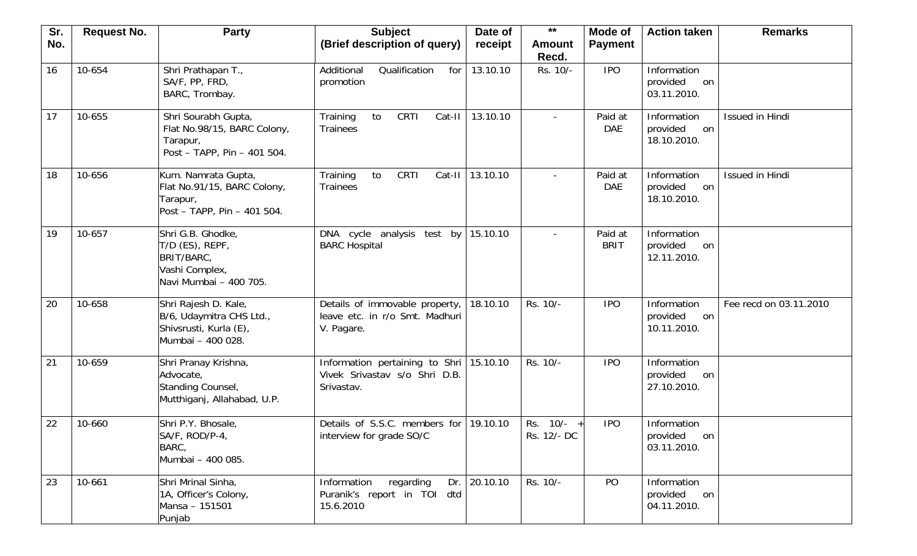| Sr. No. | Request No. | Party | Subject (Brief description of query) | Date of receipt | ** Amount Recd. | Mode of Payment | Action taken | Remarks |
|---|---|---|---|---|---|---|---|---|
| 16 | 10-654 | Shri Prathapan T., SA/F, PP, FRD, BARC, Trombay. | Additional Qualification for promotion | 13.10.10 | Rs. 10/- | IPO | Information provided on 03.11.2010. | |
| 17 | 10-655 | Shri Sourabh Gupta, Flat No.98/15, BARC Colony, Tarapur, Post – TAPP, Pin – 401 504. | Training to CRTI Cat-II Trainees | 13.10.10 | - | Paid at DAE | Information provided on 18.10.2010. | Issued in Hindi |
| 18 | 10-656 | Kum. Namrata Gupta, Flat No.91/15, BARC Colony, Tarapur, Post – TAPP, Pin – 401 504. | Training to CRTI Cat-II Trainees | 13.10.10 | - | Paid at DAE | Information provided on 18.10.2010. | Issued in Hindi |
| 19 | 10-657 | Shri G.B. Ghodke, T/D (ES), REPF, BRIT/BARC, Vashi Complex, Navi Mumbai – 400 705. | DNA cycle analysis test by BARC Hospital | 15.10.10 | - | Paid at BRIT | Information provided on 12.11.2010. | |
| 20 | 10-658 | Shri Rajesh D. Kale, B/6, Udaymitra CHS Ltd., Shivsrusti, Kurla (E), Mumbai – 400 028. | Details of immovable property, leave etc. in r/o Smt. Madhuri V. Pagare. | 18.10.10 | Rs. 10/- | IPO | Information provided on 10.11.2010. | Fee recd on 03.11.2010 |
| 21 | 10-659 | Shri Pranay Krishna, Advocate, Standing Counsel, Mutthiganj, Allahabad, U.P. | Information pertaining to Shri Vivek Srivastav s/o Shri D.B. Srivastav. | 15.10.10 | Rs. 10/- | IPO | Information provided on 27.10.2010. | |
| 22 | 10-660 | Shri P.Y. Bhosale, SA/F, ROD/P-4, BARC, Mumbai – 400 085. | Details of S.S.C. members for interview for grade SO/C | 19.10.10 | Rs. 10/- + Rs. 12/- DC | IPO | Information provided on 03.11.2010. | |
| 23 | 10-661 | Shri Mrinal Sinha, 1A, Officer's Colony, Mansa – 151501 Punjab | Information regarding Dr. Puranik's report in TOI dtd 15.6.2010 | 20.10.10 | Rs. 10/- | PO | Information provided on 04.11.2010. | |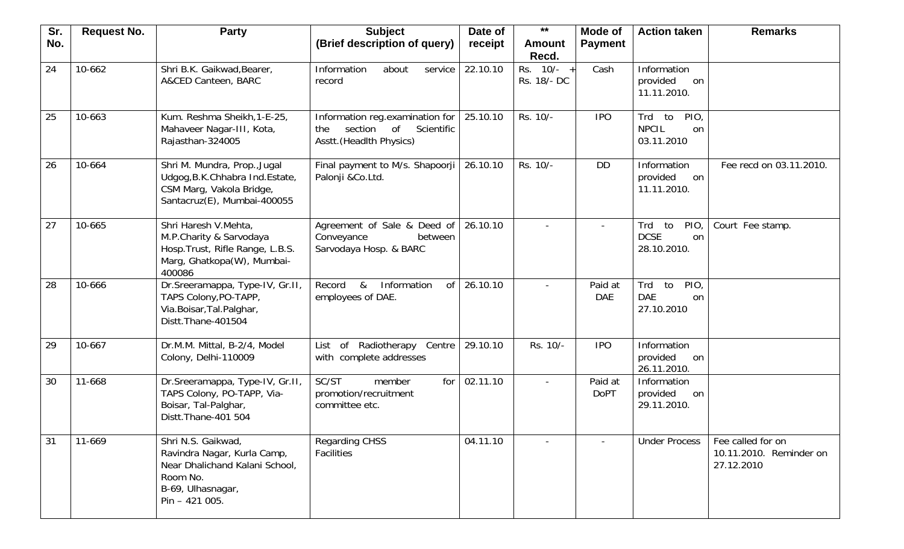| Sr. No. | Request No. | Party | Subject (Brief description of query) | Date of receipt | ** Amount Recd. | Mode of Payment | Action taken | Remarks |
|---|---|---|---|---|---|---|---|---|
| 24 | 10-662 | Shri B.K. Gaikwad,Bearer, A&CED Canteen, BARC | Information about service record | 22.10.10 | Rs. 10/- + Rs. 18/- DC | Cash | Information provided on 11.11.2010. | |
| 25 | 10-663 | Kum. Reshma Sheikh,1-E-25, Mahaveer Nagar-III, Kota, Rajasthan-324005 | Information reg.examination for the section of Scientific Asstt.(Headlth Physics) | 25.10.10 | Rs. 10/- | IPO | Trd to PIO, NPCIL on 03.11.2010 | |
| 26 | 10-664 | Shri M. Mundra, Prop.,Jugal Udgog,B.K.Chhabra Ind.Estate, CSM Marg, Vakola Bridge, Santacruz(E), Mumbai-400055 | Final payment to M/s. Shapoorji Palonji &Co.Ltd. | 26.10.10 | Rs. 10/- | DD | Information provided on 11.11.2010. | Fee recd on 03.11.2010. |
| 27 | 10-665 | Shri Haresh V.Mehta, M.P.Charity & Sarvodaya Hosp.Trust, Rifle Range, L.B.S. Marg, Ghatkopa(W), Mumbai-400086 | Agreement of Sale & Deed of Conveyance between Sarvodaya Hosp. & BARC | 26.10.10 | - | - | Trd to PIO, DCSE on 28.10.2010. | Court Fee stamp. |
| 28 | 10-666 | Dr.Sreeramappa, Type-IV, Gr.II, TAPS Colony,PO-TAPP, Via.Boisar,Tal.Palghar, Distt.Thane-401504 | Record & Information of employees of DAE. | 26.10.10 | - | Paid at DAE | Trd to PIO, DAE on 27.10.2010 | |
| 29 | 10-667 | Dr.M.M. Mittal, B-2/4, Model Colony, Delhi-110009 | List of Radiotherapy Centre with complete addresses | 29.10.10 | Rs. 10/- | IPO | Information provided on 26.11.2010. | |
| 30 | 11-668 | Dr.Sreeramappa, Type-IV, Gr.II, TAPS Colony, PO-TAPP, Via-Boisar, Tal-Palghar, Distt.Thane-401 504 | SC/ST member for promotion/recruitment committee etc. | 02.11.10 | - | Paid at DoPT | Information provided on 29.11.2010. | |
| 31 | 11-669 | Shri N.S. Gaikwad, Ravindra Nagar, Kurla Camp, Near Dhalichand Kalani School, Room No. B-69, Ulhasnagar, Pin – 421 005. | Regarding CHSS Facilities | 04.11.10 | - | - | Under Process | Fee called for on 10.11.2010. Reminder on 27.12.2010 |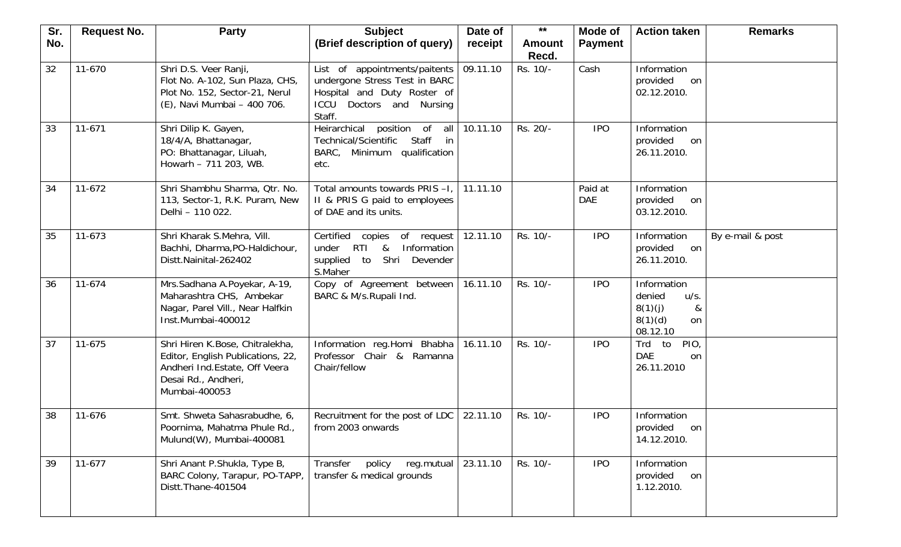| Sr. No. | Request No. | Party | Subject (Brief description of query) | Date of receipt | ** Amount Recd. | Mode of Payment | Action taken | Remarks |
|---|---|---|---|---|---|---|---|---|
| 32 | 11-670 | Shri D.S. Veer Ranji, Flot No. A-102, Sun Plaza, CHS, Plot No. 152, Sector-21, Nerul (E), Navi Mumbai – 400 706. | List of appointments/paitents undergone Stress Test in BARC Hospital and Duty Roster of ICCU Doctors and Nursing Staff. | 09.11.10 | Rs. 10/- | Cash | Information provided on 02.12.2010. | |
| 33 | 11-671 | Shri Dilip K. Gayen, 18/4/A, Bhattanagar, PO: Bhattanagar, Liluah, Howarh – 711 203, WB. | Heirarchical position of all Technical/Scientific Staff in BARC, Minimum qualification etc. | 10.11.10 | Rs. 20/- | IPO | Information provided on 26.11.2010. | |
| 34 | 11-672 | Shri Shambhu Sharma, Qtr. No. 113, Sector-1, R.K. Puram, New Delhi – 110 022. | Total amounts towards PRIS –I, II & PRIS G paid to employees of DAE and its units. | 11.11.10 | | Paid at DAE | Information provided on 03.12.2010. | |
| 35 | 11-673 | Shri Kharak S.Mehra, Vill. Bachhi, Dharma,PO-Haldichour, Distt.Nainital-262402 | Certified copies of request under RTI & Information supplied to Shri Devender S.Maher | 12.11.10 | Rs. 10/- | IPO | Information provided on 26.11.2010. | By e-mail & post |
| 36 | 11-674 | Mrs.Sadhana A.Poyekar, A-19, Maharashtra CHS, Ambekar Nagar, Parel Vill., Near Halfkin Inst.Mumbai-400012 | Copy of Agreement between BARC & M/s.Rupali Ind. | 16.11.10 | Rs. 10/- | IPO | Information denied u/s. 8(1)(j) & 8(1)(d) on 08.12.10 | |
| 37 | 11-675 | Shri Hiren K.Bose, Chitralekha, Editor, English Publications, 22, Andheri Ind.Estate, Off Veera Desai Rd., Andheri, Mumbai-400053 | Information reg.Homi Bhabha Professor Chair & Ramanna Chair/fellow | 16.11.10 | Rs. 10/- | IPO | Trd to PIO, DAE on 26.11.2010 | |
| 38 | 11-676 | Smt. Shweta Sahasrabudhe, 6, Poornima, Mahatma Phule Rd., Mulund(W), Mumbai-400081 | Recruitment for the post of LDC from 2003 onwards | 22.11.10 | Rs. 10/- | IPO | Information provided on 14.12.2010. | |
| 39 | 11-677 | Shri Anant P.Shukla, Type B, BARC Colony, Tarapur, PO-TAPP, Distt.Thane-401504 | Transfer policy reg.mutual transfer & medical grounds | 23.11.10 | Rs. 10/- | IPO | Information provided on 1.12.2010. | |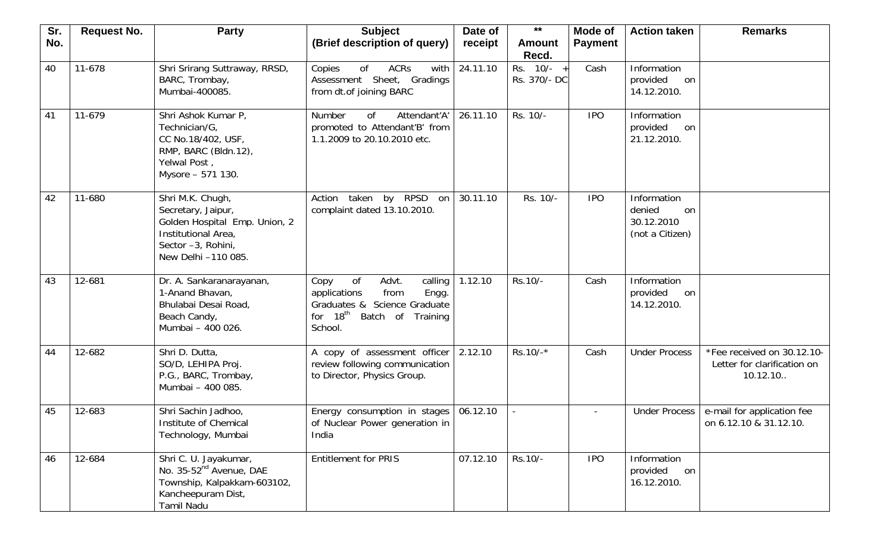| Sr. No. | Request No. | Party | Subject (Brief description of query) | Date of receipt | ** Amount Recd. | Mode of Payment | Action taken | Remarks |
|---|---|---|---|---|---|---|---|---|
| 40 | 11-678 | Shri Srirang Suttraway, RRSD, BARC, Trombay, Mumbai-400085. | Copies of ACRs with Assessment Sheet, Gradings from dt.of joining BARC | 24.11.10 | Rs. 10/- + Rs. 370/- DC | Cash | Information provided on 14.12.2010. | |
| 41 | 11-679 | Shri Ashok Kumar P, Technician/G, CC No.18/402, USF, RMP, BARC (Bldn.12), Yelwal Post , Mysore – 571 130. | Number of Attendant'A' promoted to Attendant'B' from 1.1.2009 to 20.10.2010 etc. | 26.11.10 | Rs. 10/- | IPO | Information provided on 21.12.2010. | |
| 42 | 11-680 | Shri M.K. Chugh, Secretary, Jaipur, Golden Hospital Emp. Union, 2 Institutional Area, Sector –3, Rohini, New Delhi –110 085. | Action taken by RPSD on complaint dated 13.10.2010. | 30.11.10 | Rs. 10/- | IPO | Information denied on 30.12.2010 (not a Citizen) | |
| 43 | 12-681 | Dr. A. Sankaranarayanan, 1-Anand Bhavan, Bhulabai Desai Road, Beach Candy, Mumbai – 400 026. | Copy of Advt. calling applications from Engg. Graduates & Science Graduate for 18th Batch of Training School. | 1.12.10 | Rs.10/- | Cash | Information provided on 14.12.2010. | |
| 44 | 12-682 | Shri D. Dutta, SO/D, LEHIPA Proj. P.G., BARC, Trombay, Mumbai – 400 085. | A copy of assessment officer review following communication to Director, Physics Group. | 2.12.10 | Rs.10/-* | Cash | Under Process | *Fee received on 30.12.10- Letter for clarification on 10.12.10.. |
| 45 | 12-683 | Shri Sachin Jadhoo, Institute of Chemical Technology, Mumbai | Energy consumption in stages of Nuclear Power generation in India | 06.12.10 | - | - | Under Process | e-mail for application fee on 6.12.10 & 31.12.10. |
| 46 | 12-684 | Shri C. U. Jayakumar, No. 35-52nd Avenue, DAE Township, Kalpakkam-603102, Kancheepuram Dist, Tamil Nadu | Entitlement for PRIS | 07.12.10 | Rs.10/- | IPO | Information provided on 16.12.2010. | |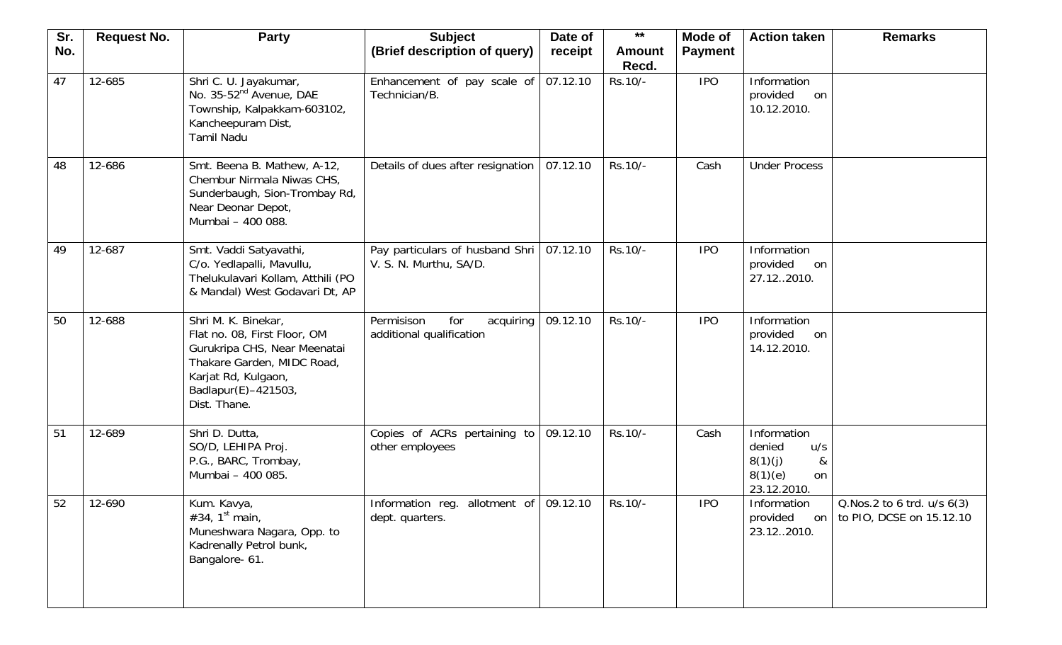| Sr. No. | Request No. | Party | Subject (Brief description of query) | Date of receipt | ** Amount Recd. | Mode of Payment | Action taken | Remarks |
|---|---|---|---|---|---|---|---|---|
| 47 | 12-685 | Shri C. U. Jayakumar, No. 35-52nd Avenue, DAE Township, Kalpakkam-603102, Kancheepuram Dist, Tamil Nadu | Enhancement of pay scale of Technician/B. | 07.12.10 | Rs.10/- | IPO | Information provided on 10.12.2010. | |
| 48 | 12-686 | Smt. Beena B. Mathew, A-12, Chembur Nirmala Niwas CHS, Sunderbaugh, Sion-Trombay Rd, Near Deonar Depot, Mumbai – 400 088. | Details of dues after resignation | 07.12.10 | Rs.10/- | Cash | Under Process | |
| 49 | 12-687 | Smt. Vaddi Satyavathi, C/o. Yedlapalli, Mavullu, Thelukulavari Kollam, Atthili (PO & Mandal) West Godavari Dt, AP | Pay particulars of husband Shri V. S. N. Murthu, SA/D. | 07.12.10 | Rs.10/- | IPO | Information provided on 27.12..2010. | |
| 50 | 12-688 | Shri M. K. Binekar, Flat no. 08, First Floor, OM Gurukripa CHS, Near Meenatai Thakare Garden, MIDC Road, Karjat Rd, Kulgaon, Badlapur(E)–421503, Dist. Thane. | Permisison for acquiring additional qualification | 09.12.10 | Rs.10/- | IPO | Information provided on 14.12.2010. | |
| 51 | 12-689 | Shri D. Dutta, SO/D, LEHIPA Proj. P.G., BARC, Trombay, Mumbai – 400 085. | Copies of ACRs pertaining to other employees | 09.12.10 | Rs.10/- | Cash | Information denied u/s 8(1)(j) & 8(1)(e) on 23.12.2010. | |
| 52 | 12-690 | Kum. Kavya, #34, 1st main, Muneshwara Nagara, Opp. to Kadrenally Petrol bunk, Bangalore- 61. | Information reg. allotment of dept. quarters. | 09.12.10 | Rs.10/- | IPO | Information provided on 23.12..2010. | Q.Nos.2 to 6 trd. u/s 6(3) to PIO, DCSE on 15.12.10 |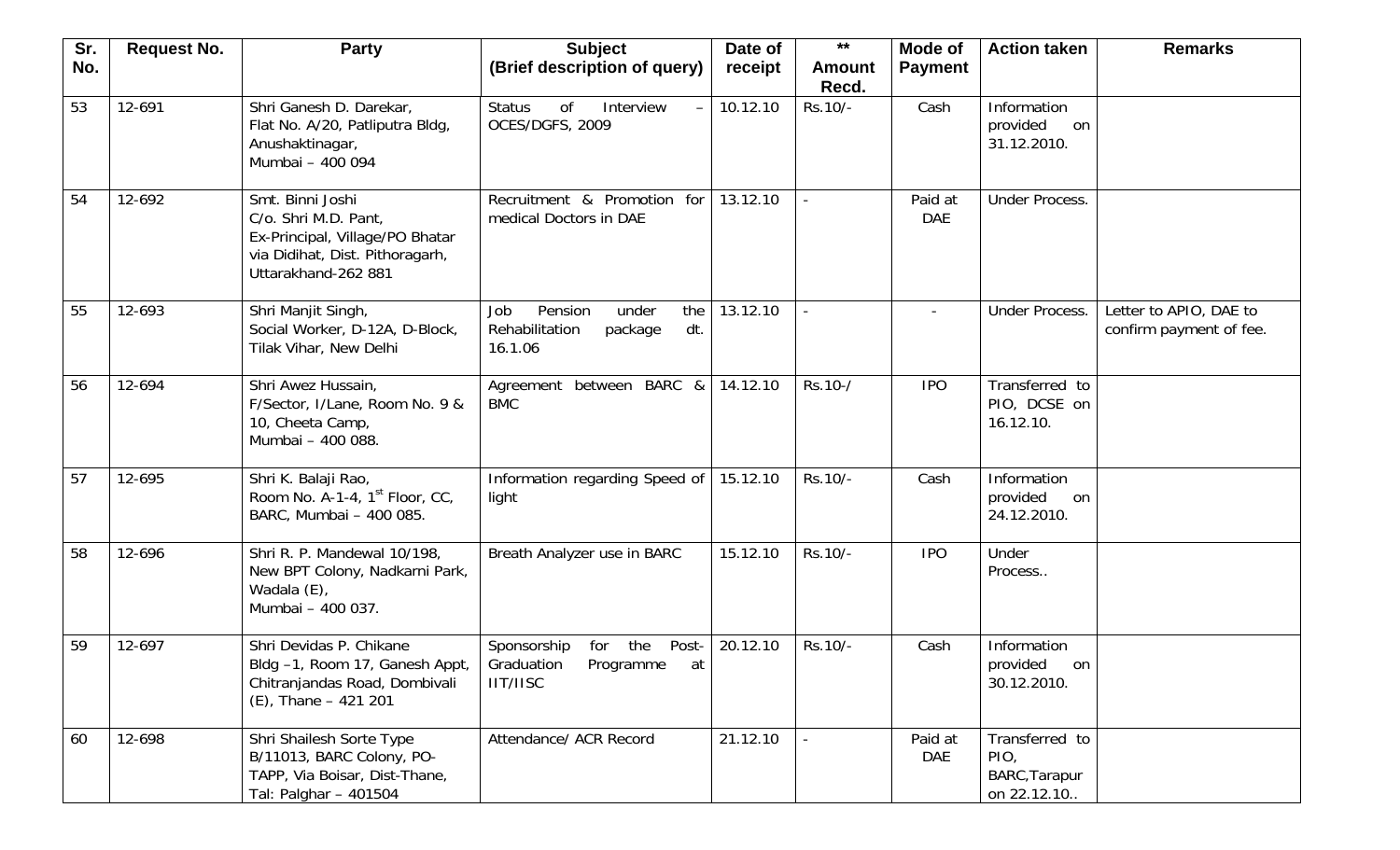| Sr. No. | Request No. | Party | Subject (Brief description of query) | Date of receipt | ** Amount Recd. | Mode of Payment | Action taken | Remarks |
|---|---|---|---|---|---|---|---|---|
| 53 | 12-691 | Shri Ganesh D. Darekar, Flat No. A/20, Patliputra Bldg, Anushaktinagar, Mumbai – 400 094 | Status of Interview – OCES/DGFS, 2009 | 10.12.10 | Rs.10/- | Cash | Information provided on 31.12.2010. | |
| 54 | 12-692 | Smt. Binni Joshi C/o. Shri M.D. Pant, Ex-Principal, Village/PO Bhatar via Didihat, Dist. Pithoragarh, Uttarakhand-262 881 | Recruitment & Promotion for medical Doctors in DAE | 13.12.10 | - | Paid at DAE | Under Process. | |
| 55 | 12-693 | Shri Manjit Singh, Social Worker, D-12A, D-Block, Tilak Vihar, New Delhi | Job Pension under the Rehabilitation package dt. 16.1.06 | 13.12.10 | - | - | Under Process. | Letter to APIO, DAE to confirm payment of fee. |
| 56 | 12-694 | Shri Awez Hussain, F/Sector, I/Lane, Room No. 9 & 10, Cheeta Camp, Mumbai – 400 088. | Agreement between BARC & BMC | 14.12.10 | Rs.10-/ | IPO | Transferred to PIO, DCSE on 16.12.10. | |
| 57 | 12-695 | Shri K. Balaji Rao, Room No. A-1-4, 1st Floor, CC, BARC, Mumbai – 400 085. | Information regarding Speed of light | 15.12.10 | Rs.10/- | Cash | Information provided on 24.12.2010. | |
| 58 | 12-696 | Shri R. P. Mandewal 10/198, New BPT Colony, Nadkarni Park, Wadala (E), Mumbai – 400 037. | Breath Analyzer use in BARC | 15.12.10 | Rs.10/- | IPO | Under Process.. | |
| 59 | 12-697 | Shri Devidas P. Chikane Bldg –1, Room 17, Ganesh Appt, Chitranjandas Road, Dombivali (E), Thane – 421 201 | Sponsorship for the Post-Graduation Programme at IIT/IISC | 20.12.10 | Rs.10/- | Cash | Information provided on 30.12.2010. | |
| 60 | 12-698 | Shri Shailesh Sorte Type B/11013, BARC Colony, PO-TAPP, Via Boisar, Dist-Thane, Tal: Palghar – 401504 | Attendance/ ACR Record | 21.12.10 | - | Paid at DAE | Transferred to PIO, BARC,Tarapur on 22.12.10.. | |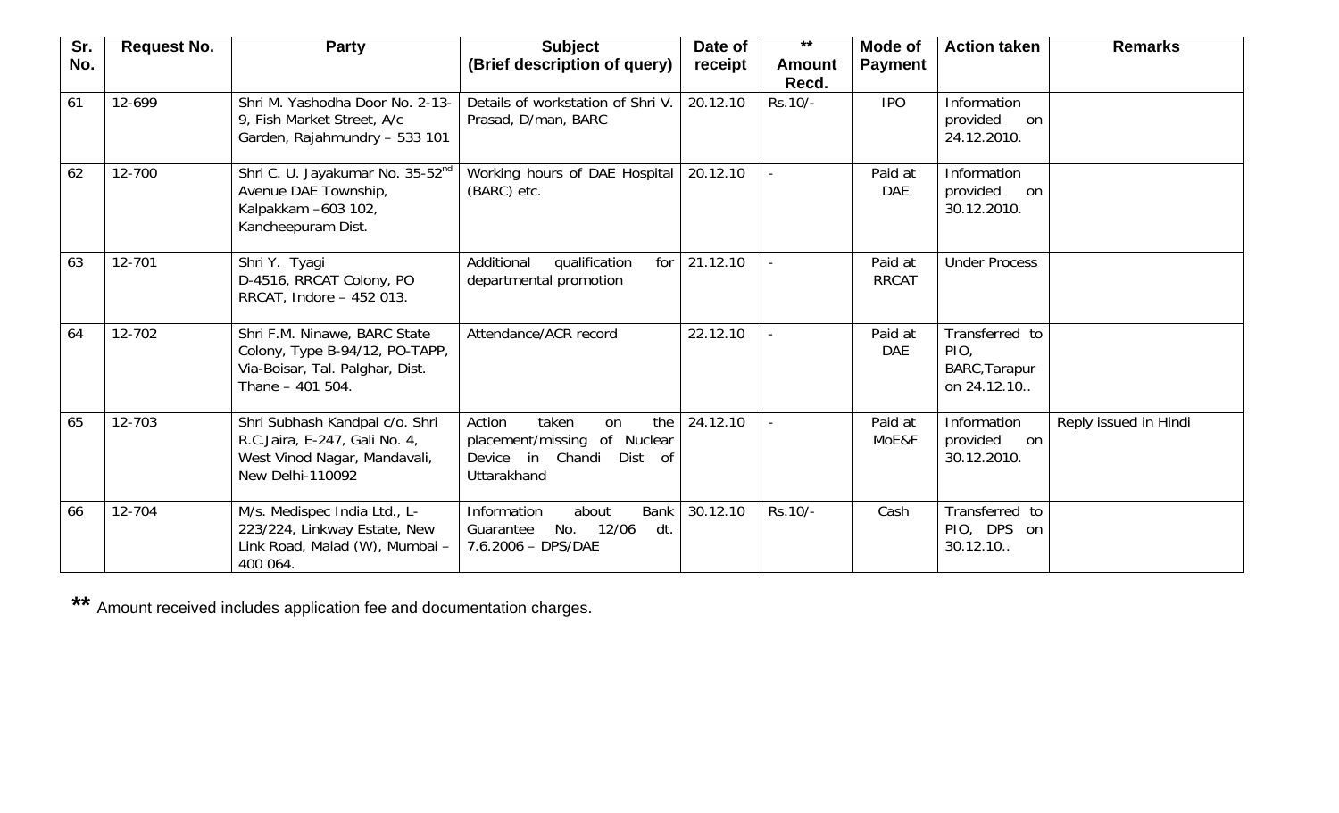| Sr. No. | Request No. | Party | Subject (Brief description of query) | Date of receipt | ** Amount Recd. | Mode of Payment | Action taken | Remarks |
|---|---|---|---|---|---|---|---|---|
| 61 | 12-699 | Shri M. Yashodha Door No. 2-13-9, Fish Market Street, A/c Garden, Rajahmundry – 533 101 | Details of workstation of Shri V. Prasad, D/man, BARC | 20.12.10 | Rs.10/- | IPO | Information provided on 24.12.2010. | |
| 62 | 12-700 | Shri C. U. Jayakumar No. 35-52nd Avenue DAE Township, Kalpakkam –603 102, Kancheepuram Dist. | Working hours of DAE Hospital (BARC) etc. | 20.12.10 | - | Paid at DAE | Information provided on 30.12.2010. | |
| 63 | 12-701 | Shri Y. Tyagi D-4516, RRCAT Colony, PO RRCAT, Indore – 452 013. | Additional qualification for departmental promotion | 21.12.10 | - | Paid at RRCAT | Under Process | |
| 64 | 12-702 | Shri F.M. Ninawe, BARC State Colony, Type B-94/12, PO-TAPP, Via-Boisar, Tal. Palghar, Dist. Thane – 401 504. | Attendance/ACR record | 22.12.10 | - | Paid at DAE | Transferred to PIO, BARC,Tarapur on 24.12.10.. | |
| 65 | 12-703 | Shri Subhash Kandpal c/o. Shri R.C.Jaira, E-247, Gali No. 4, West Vinod Nagar, Mandavali, New Delhi-110092 | Action taken on the placement/missing of Nuclear Device in Chandi Dist of Uttarakhand | 24.12.10 | - | Paid at MoE&F | Information provided on 30.12.2010. | Reply issued in Hindi |
| 66 | 12-704 | M/s. Medispec India Ltd., L-223/224, Linkway Estate, New Link Road, Malad (W), Mumbai – 400 064. | Information about Bank Guarantee No. 12/06 dt. 7.6.2006 – DPS/DAE | 30.12.10 | Rs.10/- | Cash | Transferred to PIO, DPS on 30.12.10.. | |

**\*\*** Amount received includes application fee and documentation charges.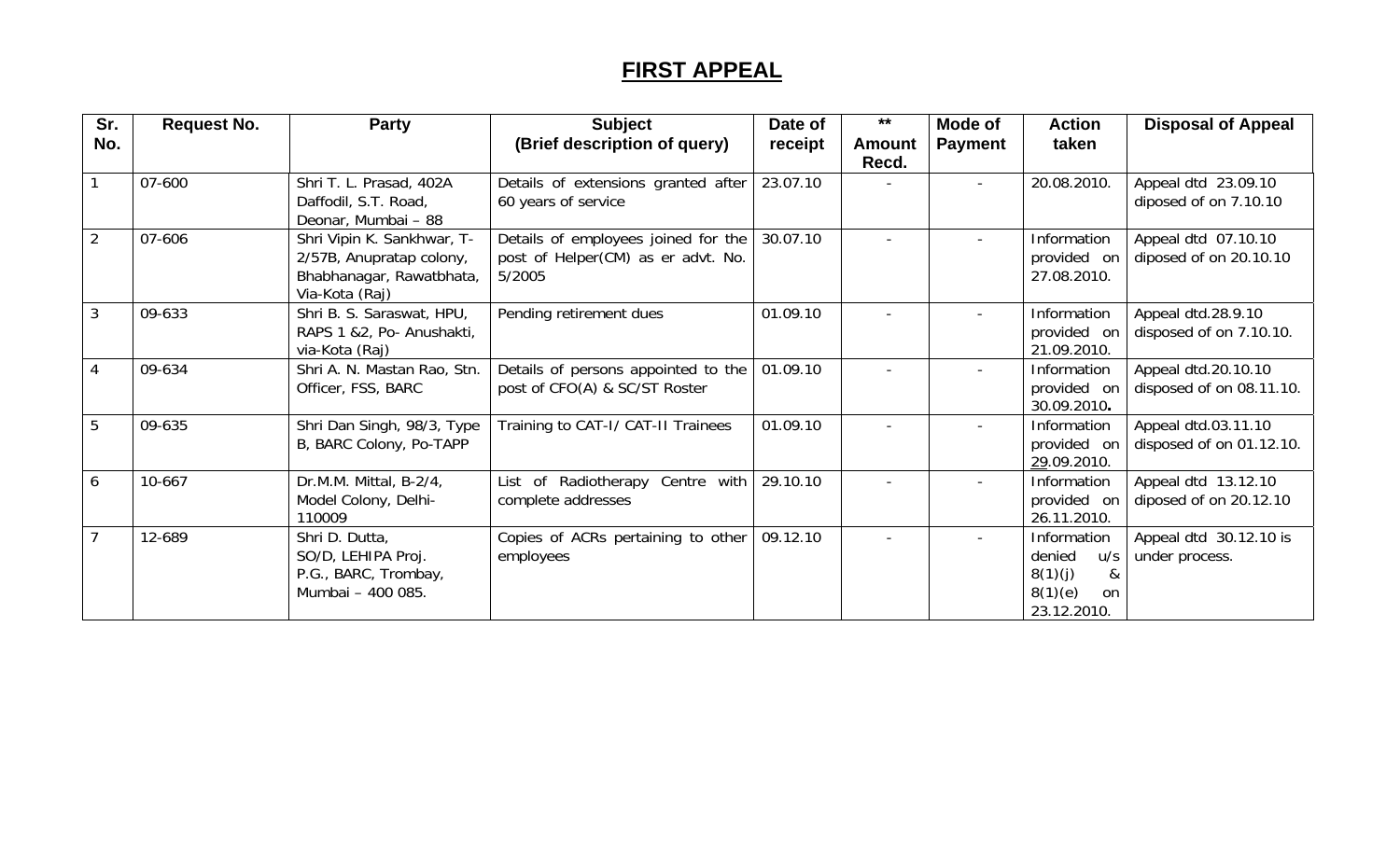# FIRST APPEAL

| Sr. No. | Request No. | Party | Subject (Brief description of query) | Date of receipt | ** Amount Recd. | Mode of Payment | Action taken | Disposal of Appeal |
|---|---|---|---|---|---|---|---|---|
| 1 | 07-600 | Shri T. L. Prasad, 402A Daffodil, S.T. Road, Deonar, Mumbai – 88 | Details of extensions granted after 60 years of service | 23.07.10 | - | - | 20.08.2010. | Appeal dtd 23.09.10 diposed of on 7.10.10 |
| 2 | 07-606 | Shri Vipin K. Sankhwar, T-2/57B, Anupratap colony, Bhabhanagar, Rawatbhata, Via-Kota (Raj) | Details of employees joined for the post of Helper(CM) as er advt. No. 5/2005 | 30.07.10 | - | - | Information provided on 27.08.2010. | Appeal dtd 07.10.10 diposed of on 20.10.10 |
| 3 | 09-633 | Shri B. S. Saraswat, HPU, RAPS 1 &2, Po- Anushakti, via-Kota (Raj) | Pending retirement dues | 01.09.10 | - | - | Information provided on 21.09.2010. | Appeal dtd.28.9.10 disposed of on 7.10.10. |
| 4 | 09-634 | Shri A. N. Mastan Rao, Stn. Officer, FSS, BARC | Details of persons appointed to the post of CFO(A) & SC/ST Roster | 01.09.10 | - | - | Information provided on 30.09.2010**.** | Appeal dtd.20.10.10 disposed of on 08.11.10. |
| 5 | 09-635 | Shri Dan Singh, 98/3, Type B, BARC Colony, Po-TAPP | Training to CAT-I/ CAT-II Trainees | 01.09.10 | - | - | Information provided on 29.09.2010. | Appeal dtd.03.11.10 disposed of on 01.12.10. |
| 6 | 10-667 | Dr.M.M. Mittal, B-2/4, Model Colony, Delhi-110009 | List of Radiotherapy Centre with complete addresses | 29.10.10 | - | - | Information provided on 26.11.2010. | Appeal dtd 13.12.10 diposed of on 20.12.10 |
| 7 | 12-689 | Shri D. Dutta, SO/D, LEHIPA Proj. P.G., BARC, Trombay, Mumbai – 400 085. | Copies of ACRs pertaining to other employees | 09.12.10 | - | - | Information denied u/s 8(1)(j) & 8(1)(e) on 23.12.2010. | Appeal dtd 30.12.10 is under process. |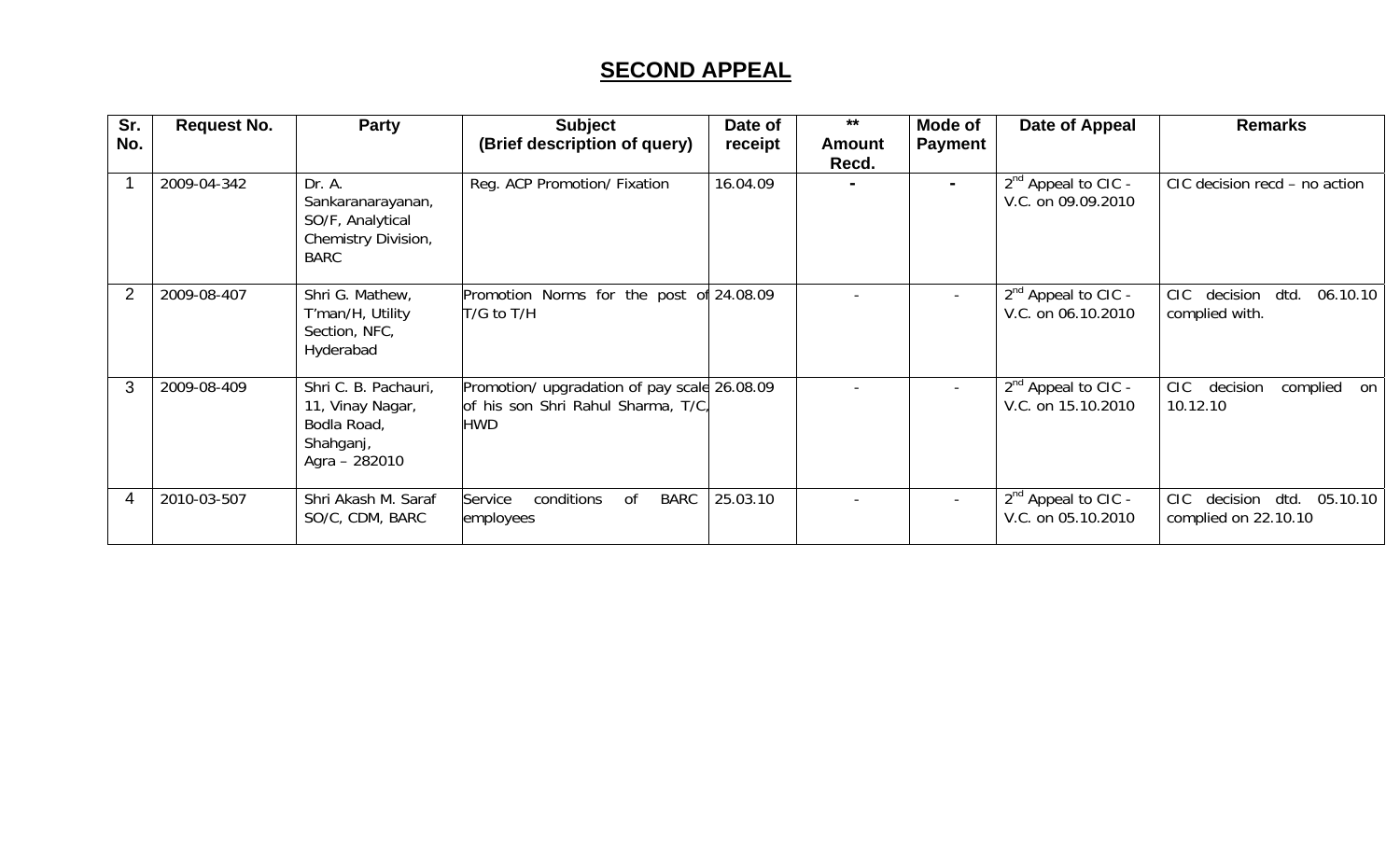## SECOND APPEAL

| Sr. No. | Request No. | Party | Subject (Brief description of query) | Date of receipt | ** Amount Recd. | Mode of Payment | Date of Appeal | Remarks |
|---|---|---|---|---|---|---|---|---|
| 1 | 2009-04-342 | Dr. A. Sankaranarayanan, SO/F, Analytical Chemistry Division, BARC | Reg. ACP Promotion/ Fixation | 16.04.09 | - | - | $2^{nd}$ Appeal to CIC - V.C. on 09.09.2010 | CIC decision recd – no action |
| 2 | 2009-08-407 | Shri G. Mathew, T'man/H, Utility Section, NFC, Hyderabad | Promotion Norms for the post of T/G to T/H | 24.08.09 | - | - | $2^{nd}$ Appeal to CIC - V.C. on 06.10.2010 | CIC decision dtd. 06.10.10 complied with. |
| 3 | 2009-08-409 | Shri C. B. Pachauri, 11, Vinay Nagar, Bodla Road, Shahganj, Agra – 282010 | Promotion/ upgradation of pay scale of his son Shri Rahul Sharma, T/C, HWD | 26.08.09 | - | - | $2^{nd}$ Appeal to CIC - V.C. on 15.10.2010 | CIC decision complied on 10.12.10 |
| 4 | 2010-03-507 | Shri Akash M. Saraf SO/C, CDM, BARC | Service conditions of BARC employees | 25.03.10 | - | - | $2^{nd}$ Appeal to CIC - V.C. on 05.10.2010 | CIC decision dtd. 05.10.10 complied on 22.10.10 |